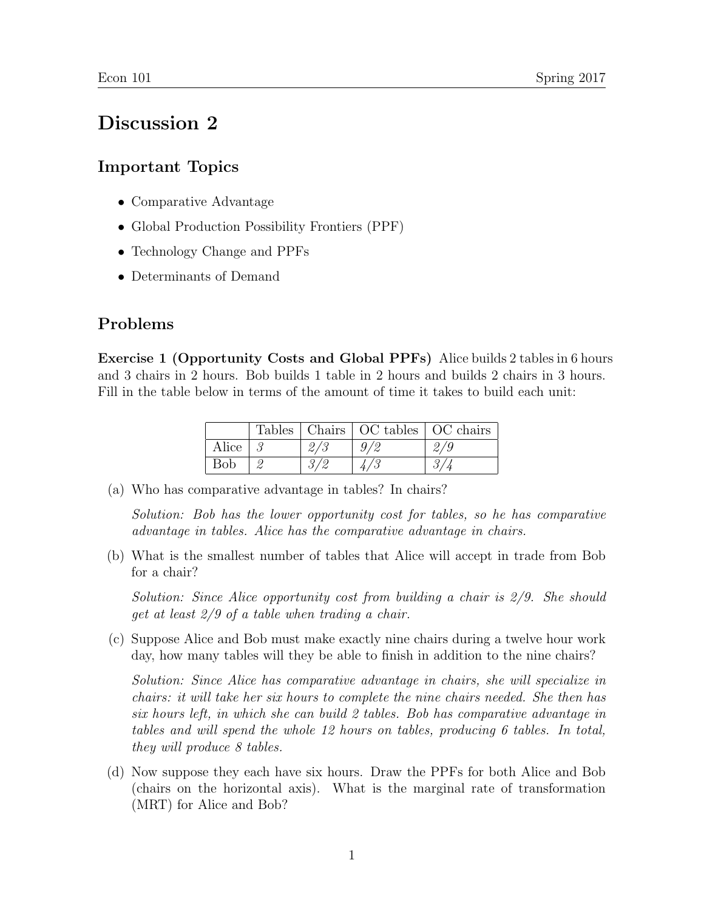# Discussion 2

## Important Topics

- Comparative Advantage
- Global Production Possibility Frontiers (PPF)
- Technology Change and PPFs
- Determinants of Demand

## Problems

**Exercise 1 (Opportunity Costs and Global PPFs)** Alice builds 2 tables in 6 hours and 3 chairs in 2 hours. Bob builds 1 table in 2 hours and builds 2 chairs in 3 hours. Fill in the table below in terms of the amount of time it takes to build each unit:

| | Tables | Chairs | OC tables | OC chairs |
|---|---|---|---|---|
| Alice | *3* | *2/3* | *9/2* | *2/9* |
| Bob | *2* | *3/2* | *4/3* | *3/4* |

(a) Who has comparative advantage in tables? In chairs?

*Solution: Bob has the lower opportunity cost for tables, so he has comparative advantage in tables. Alice has the comparative advantage in chairs.*

(b) What is the smallest number of tables that Alice will accept in trade from Bob for a chair?

*Solution: Since Alice opportunity cost from building a chair is 2/9. She should get at least 2/9 of a table when trading a chair.*

(c) Suppose Alice and Bob must make exactly nine chairs during a twelve hour work day, how many tables will they be able to finish in addition to the nine chairs?

*Solution: Since Alice has comparative advantage in chairs, she will specialize in chairs: it will take her six hours to complete the nine chairs needed. She then has six hours left, in which she can build 2 tables. Bob has comparative advantage in tables and will spend the whole 12 hours on tables, producing 6 tables. In total, they will produce 8 tables.*

(d) Now suppose they each have six hours. Draw the PPFs for both Alice and Bob (chairs on the horizontal axis). What is the marginal rate of transformation (MRT) for Alice and Bob?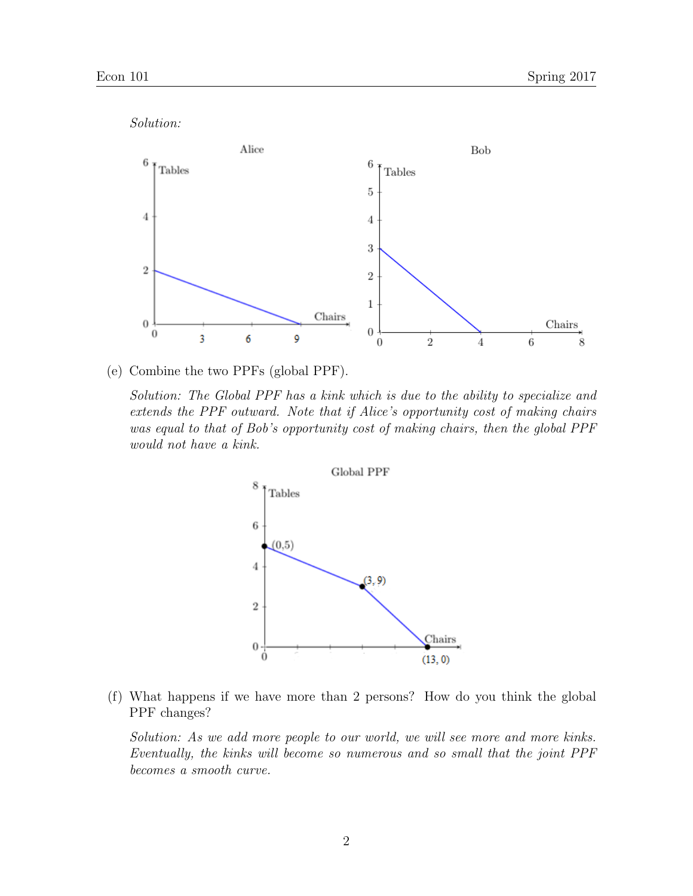*Solution:*

(e) Combine the two PPFs (global PPF).

*Solution: The Global PPF has a kink which is due to the ability to specialize and extends the PPF outward. Note that if Alice's opportunity cost of making chairs was equal to that of Bob's opportunity cost of making chairs, then the global PPF would not have a kink.*

(f) What happens if we have more than 2 persons? How do you think the global PPF changes?

*Solution: As we add more people to our world, we will see more and more kinks. Eventually, the kinks will become so numerous and so small that the joint PPF becomes a smooth curve.*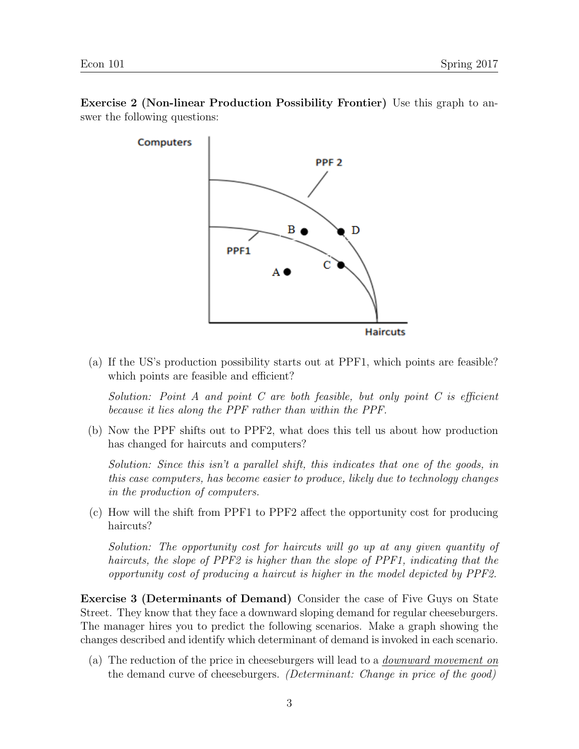**Exercise 2 (Non-linear Production Possibility Frontier)** Use this graph to answer the following questions:

(a) If the US's production possibility starts out at PPF1, which points are feasible? which points are feasible and efficient?

*Solution: Point A and point C are both feasible, but only point C is efficient because it lies along the PPF rather than within the PPF.*

(b) Now the PPF shifts out to PPF2, what does this tell us about how production has changed for haircuts and computers?

*Solution: Since this isn't a parallel shift, this indicates that one of the goods, in this case computers, has become easier to produce, likely due to technology changes in the production of computers.*

(c) How will the shift from PPF1 to PPF2 affect the opportunity cost for producing haircuts?

*Solution: The opportunity cost for haircuts will go up at any given quantity of haircuts, the slope of PPF2 is higher than the slope of PPF1, indicating that the opportunity cost of producing a haircut is higher in the model depicted by PPF2.*

**Exercise 3 (Determinants of Demand)** Consider the case of Five Guys on State Street. They know that they face a downward sloping demand for regular cheeseburgers. The manager hires you to predict the following scenarios. Make a graph showing the changes described and identify which determinant of demand is invoked in each scenario.

(a) The reduction of the price in cheeseburgers will lead to a downward movement on the demand curve of cheeseburgers. *(Determinant: Change in price of the good)*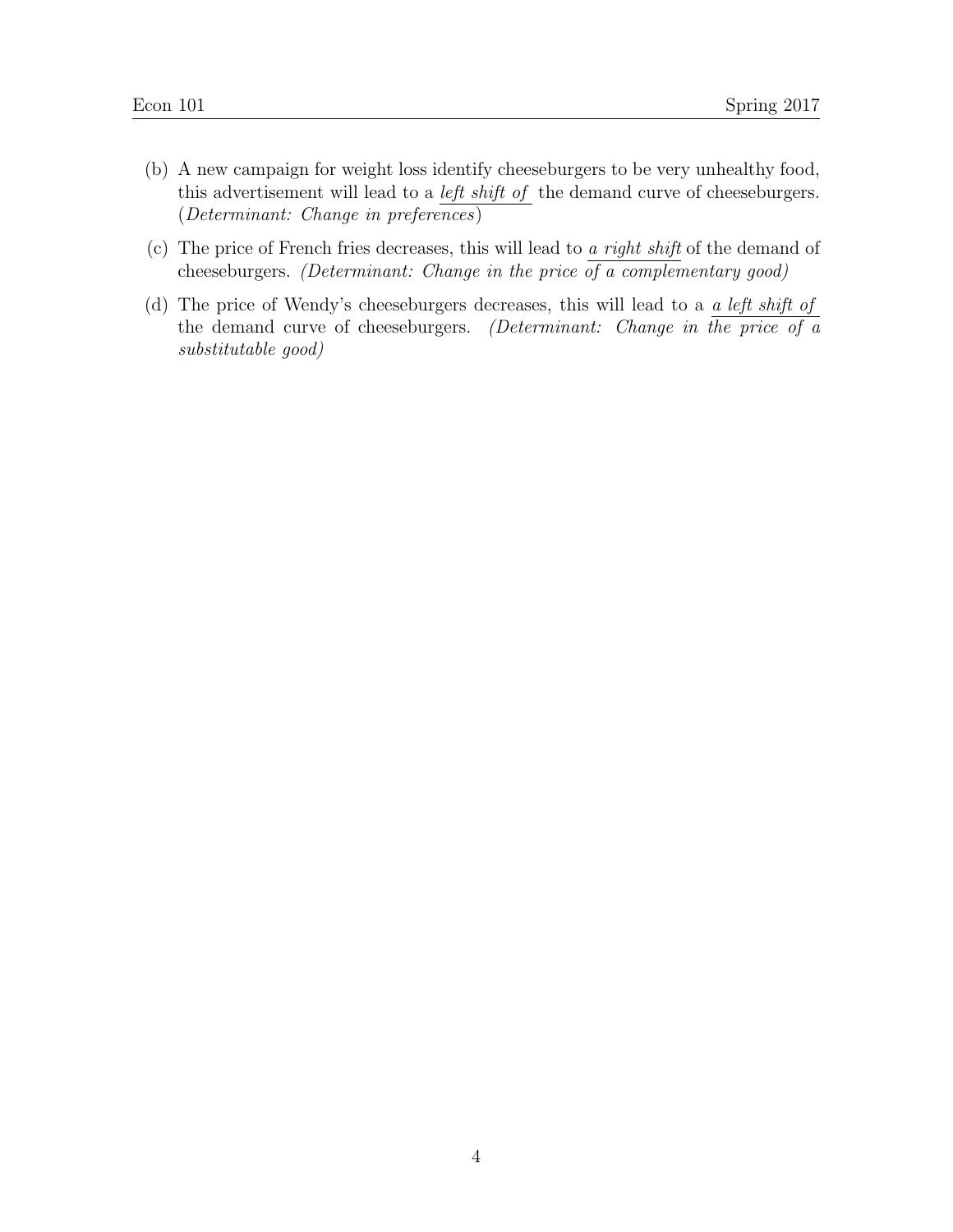(b) A new campaign for weight loss identify cheeseburgers to be very unhealthy food, this advertisement will lead to a *left shift of* the demand curve of cheeseburgers. (*Determinant: Change in preferences*)

(c) The price of French fries decreases, this will lead to *a right shift* of the demand of cheeseburgers. *(Determinant: Change in the price of a complementary good)*

(d) The price of Wendy's cheeseburgers decreases, this will lead to a *a left shift of* the demand curve of cheeseburgers. *(Determinant: Change in the price of a substitutable good)*